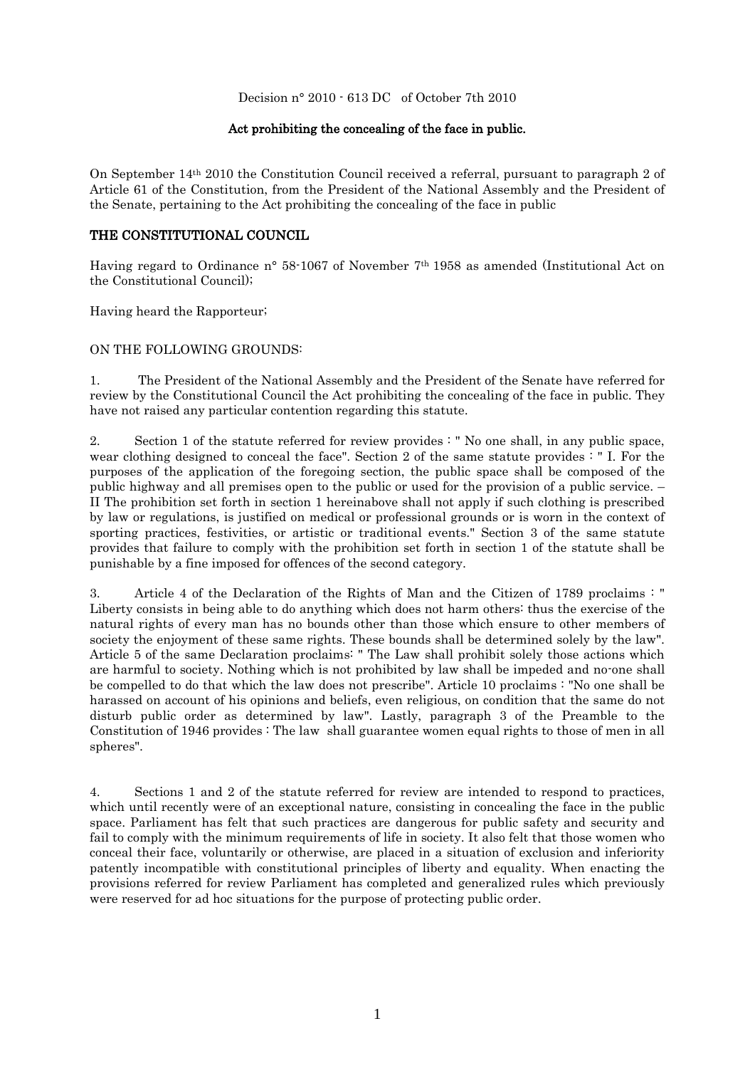Decision n° 2010 - 613 DC of October 7th 2010

**Act prohibiting the concealing of the face in public.**

On September 14th 2010 the Constitution Council received a referral, pursuant to paragraph 2 of Article 61 of the Constitution, from the President of the National Assembly and the President of the Senate, pertaining to the Act prohibiting the concealing of the face in public

## THE CONSTITUTIONAL COUNCIL

Having regard to Ordinance n° 58-1067 of November 7th 1958 as amended (Institutional Act on the Constitutional Council);

Having heard the Rapporteur;

ON THE FOLLOWING GROUNDS:

1. The President of the National Assembly and the President of the Senate have referred for review by the Constitutional Council the Act prohibiting the concealing of the face in public. They have not raised any particular contention regarding this statute.

2. Section 1 of the statute referred for review provides : " No one shall, in any public space, wear clothing designed to conceal the face". Section 2 of the same statute provides : " I. For the purposes of the application of the foregoing section, the public space shall be composed of the public highway and all premises open to the public or used for the provision of a public service. – II The prohibition set forth in section 1 hereinabove shall not apply if such clothing is prescribed by law or regulations, is justified on medical or professional grounds or is worn in the context of sporting practices, festivities, or artistic or traditional events." Section 3 of the same statute provides that failure to comply with the prohibition set forth in section 1 of the statute shall be punishable by a fine imposed for offences of the second category.

3. Article 4 of the Declaration of the Rights of Man and the Citizen of 1789 proclaims : " Liberty consists in being able to do anything which does not harm others: thus the exercise of the natural rights of every man has no bounds other than those which ensure to other members of society the enjoyment of these same rights. These bounds shall be determined solely by the law". Article 5 of the same Declaration proclaims: " The Law shall prohibit solely those actions which are harmful to society. Nothing which is not prohibited by law shall be impeded and no-one shall be compelled to do that which the law does not prescribe". Article 10 proclaims : "No one shall be harassed on account of his opinions and beliefs, even religious, on condition that the same do not disturb public order as determined by law". Lastly, paragraph 3 of the Preamble to the Constitution of 1946 provides : The law shall guarantee women equal rights to those of men in all spheres".

4. Sections 1 and 2 of the statute referred for review are intended to respond to practices, which until recently were of an exceptional nature, consisting in concealing the face in the public space. Parliament has felt that such practices are dangerous for public safety and security and fail to comply with the minimum requirements of life in society. It also felt that those women who conceal their face, voluntarily or otherwise, are placed in a situation of exclusion and inferiority patently incompatible with constitutional principles of liberty and equality. When enacting the provisions referred for review Parliament has completed and generalized rules which previously were reserved for ad hoc situations for the purpose of protecting public order.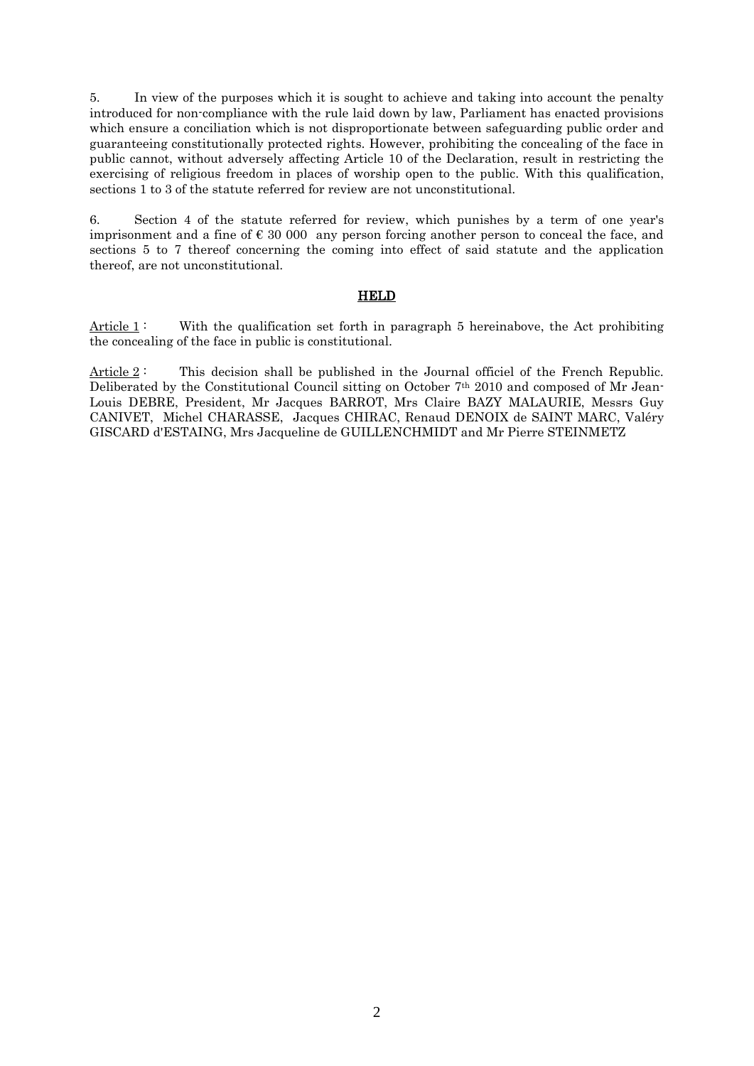5. In view of the purposes which it is sought to achieve and taking into account the penalty introduced for non-compliance with the rule laid down by law, Parliament has enacted provisions which ensure a conciliation which is not disproportionate between safeguarding public order and guaranteeing constitutionally protected rights. However, prohibiting the concealing of the face in public cannot, without adversely affecting Article 10 of the Declaration, result in restricting the exercising of religious freedom in places of worship open to the public. With this qualification, sections 1 to 3 of the statute referred for review are not unconstitutional.

6. Section 4 of the statute referred for review, which punishes by a term of one year's imprisonment and a fine of € 30 000 any person forcing another person to conceal the face, and sections 5 to 7 thereof concerning the coming into effect of said statute and the application thereof, are not unconstitutional.

## HELD

Article 1 : With the qualification set forth in paragraph 5 hereinabove, the Act prohibiting the concealing of the face in public is constitutional.

Article 2 : This decision shall be published in the Journal officiel of the French Republic. Deliberated by the Constitutional Council sitting on October 7th 2010 and composed of Mr Jean-Louis DEBRE, President, Mr Jacques BARROT, Mrs Claire BAZY MALAURIE, Messrs Guy CANIVET, Michel CHARASSE, Jacques CHIRAC, Renaud DENOIX de SAINT MARC, Valéry GISCARD d'ESTAING, Mrs Jacqueline de GUILLENCHMIDT and Mr Pierre STEINMETZ